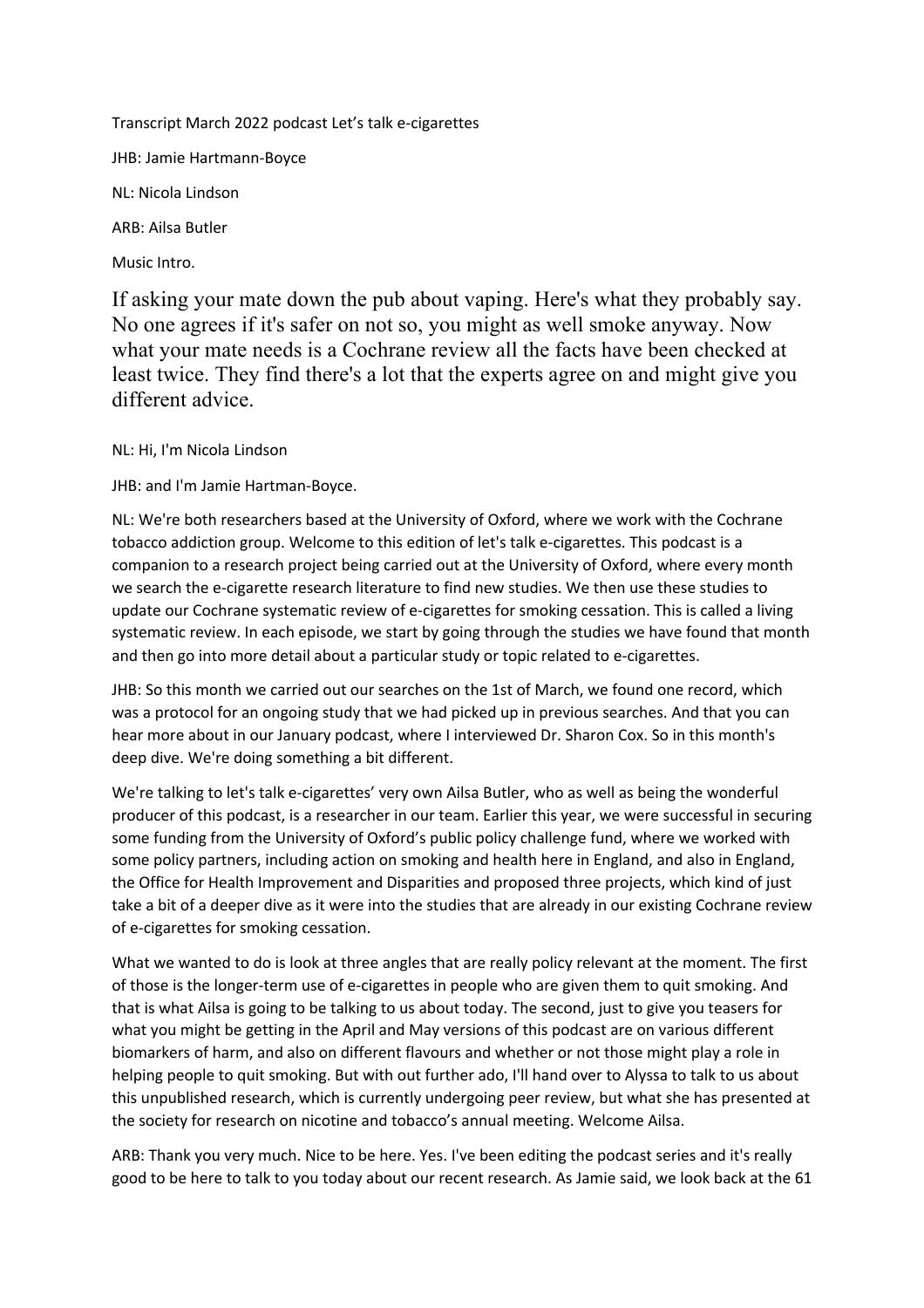Transcript March 2022 podcast Let's talk e-cigarettes

JHB: Jamie Hartmann-Boyce

NL: Nicola Lindson

ARB: Ailsa Butler

Music Intro.

If asking your mate down the pub about vaping. Here's what they probably say. No one agrees if it's safer on not so, you might as well smoke anyway. Now what your mate needs is a Cochrane review all the facts have been checked at least twice. They find there's a lot that the experts agree on and might give you different advice.

NL: Hi, I'm Nicola Lindson

JHB: and I'm Jamie Hartman-Boyce.

NL: We're both researchers based at the University of Oxford, where we work with the Cochrane tobacco addiction group. Welcome to this edition of let's talk e-cigarettes. This podcast is a companion to a research project being carried out at the University of Oxford, where every month we search the e-cigarette research literature to find new studies. We then use these studies to update our Cochrane systematic review of e-cigarettes for smoking cessation. This is called a living systematic review. In each episode, we start by going through the studies we have found that month and then go into more detail about a particular study or topic related to e-cigarettes.

JHB: So this month we carried out our searches on the 1st of March, we found one record, which was a protocol for an ongoing study that we had picked up in previous searches. And that you can hear more about in our January podcast, where I interviewed Dr. Sharon Cox. So in this month's deep dive. We're doing something a bit different.

We're talking to let's talk e-cigarettes' very own Ailsa Butler, who as well as being the wonderful producer of this podcast, is a researcher in our team. Earlier this year, we were successful in securing some funding from the University of Oxford's public policy challenge fund, where we worked with some policy partners, including action on smoking and health here in England, and also in England, the Office for Health Improvement and Disparities and proposed three projects, which kind of just take a bit of a deeper dive as it were into the studies that are already in our existing Cochrane review of e-cigarettes for smoking cessation.

What we wanted to do is look at three angles that are really policy relevant at the moment. The first of those is the longer-term use of e-cigarettes in people who are given them to quit smoking. And that is what Ailsa is going to be talking to us about today. The second, just to give you teasers for what you might be getting in the April and May versions of this podcast are on various different biomarkers of harm, and also on different flavours and whether or not those might play a role in helping people to quit smoking. But with out further ado, I'll hand over to Alyssa to talk to us about this unpublished research, which is currently undergoing peer review, but what she has presented at the society for research on nicotine and tobacco's annual meeting. Welcome Ailsa.

ARB: Thank you very much. Nice to be here. Yes. I've been editing the podcast series and it's really good to be here to talk to you today about our recent research. As Jamie said, we look back at the 61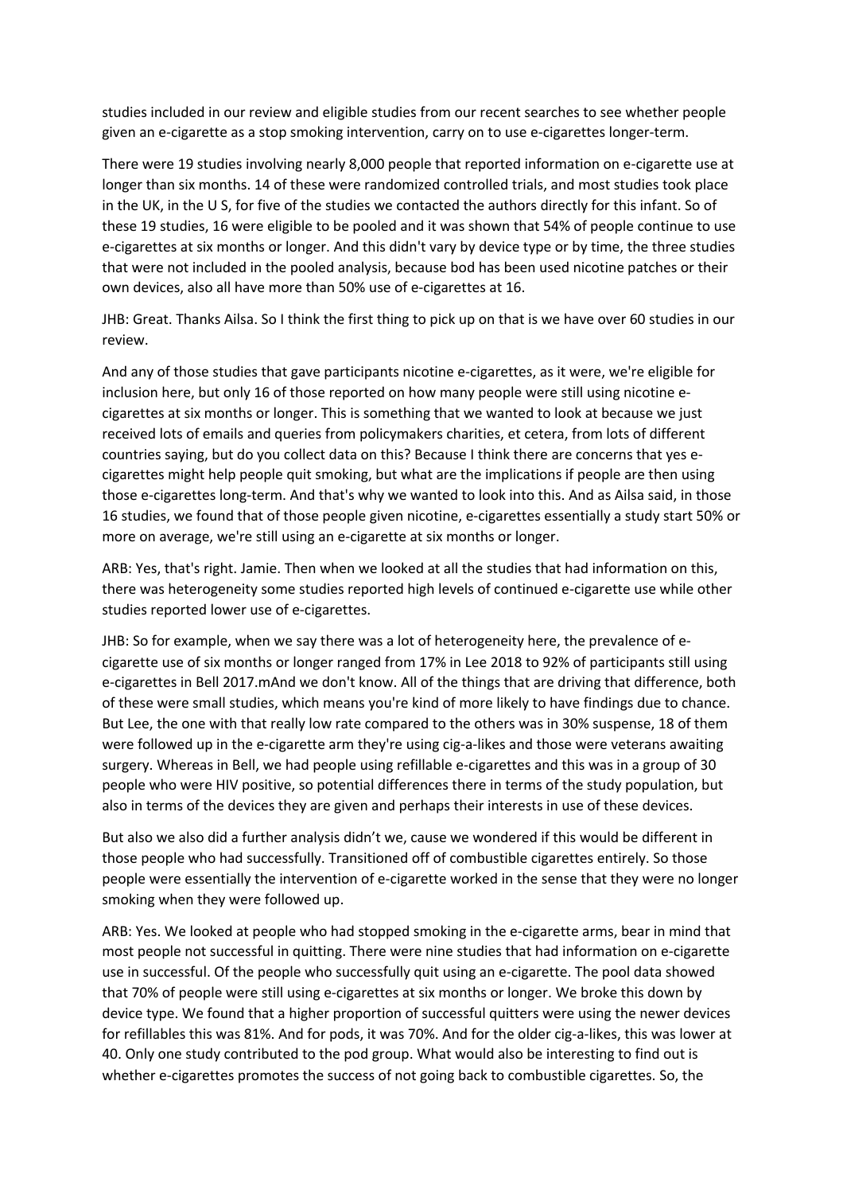studies included in our review and eligible studies from our recent searches to see whether people given an e-cigarette as a stop smoking intervention, carry on to use e-cigarettes longer-term.

There were 19 studies involving nearly 8,000 people that reported information on e-cigarette use at longer than six months. 14 of these were randomized controlled trials, and most studies took place in the UK, in the U S, for five of the studies we contacted the authors directly for this infant. So of these 19 studies, 16 were eligible to be pooled and it was shown that 54% of people continue to use e-cigarettes at six months or longer. And this didn't vary by device type or by time, the three studies that were not included in the pooled analysis, because bod has been used nicotine patches or their own devices, also all have more than 50% use of e-cigarettes at 16.

JHB: Great. Thanks Ailsa. So I think the first thing to pick up on that is we have over 60 studies in our review.

And any of those studies that gave participants nicotine e-cigarettes, as it were, we're eligible for inclusion here, but only 16 of those reported on how many people were still using nicotine e-cigarettes at six months or longer. This is something that we wanted to look at because we just received lots of emails and queries from policymakers charities, et cetera, from lots of different countries saying, but do you collect data on this? Because I think there are concerns that yes e-cigarettes might help people quit smoking, but what are the implications if people are then using those e-cigarettes long-term. And that's why we wanted to look into this. And as Ailsa said, in those 16 studies, we found that of those people given nicotine, e-cigarettes essentially a study start 50% or more on average, we're still using an e-cigarette at six months or longer.

ARB: Yes, that's right. Jamie. Then when we looked at all the studies that had information on this, there was heterogeneity some studies reported high levels of continued e-cigarette use while other studies reported lower use of e-cigarettes.

JHB: So for example, when we say there was a lot of heterogeneity here, the prevalence of e-cigarette use of six months or longer ranged from 17% in Lee 2018 to 92% of participants still using e-cigarettes in Bell 2017.mAnd we don't know. All of the things that are driving that difference, both of these were small studies, which means you're kind of more likely to have findings due to chance. But Lee, the one with that really low rate compared to the others was in 30% suspense, 18 of them were followed up in the e-cigarette arm they're using cig-a-likes and those were veterans awaiting surgery. Whereas in Bell, we had people using refillable e-cigarettes and this was in a group of 30 people who were HIV positive, so potential differences there in terms of the study population, but also in terms of the devices they are given and perhaps their interests in use of these devices.

But also we also did a further analysis didn't we, cause we wondered if this would be different in those people who had successfully. Transitioned off of combustible cigarettes entirely. So those people were essentially the intervention of e-cigarette worked in the sense that they were no longer smoking when they were followed up.

ARB: Yes. We looked at people who had stopped smoking in the e-cigarette arms, bear in mind that most people not successful in quitting. There were nine studies that had information on e-cigarette use in successful. Of the people who successfully quit using an e-cigarette. The pool data showed that 70% of people were still using e-cigarettes at six months or longer. We broke this down by device type. We found that a higher proportion of successful quitters were using the newer devices for refillables this was 81%. And for pods, it was 70%. And for the older cig-a-likes, this was lower at 40. Only one study contributed to the pod group. What would also be interesting to find out is whether e-cigarettes promotes the success of not going back to combustible cigarettes. So, the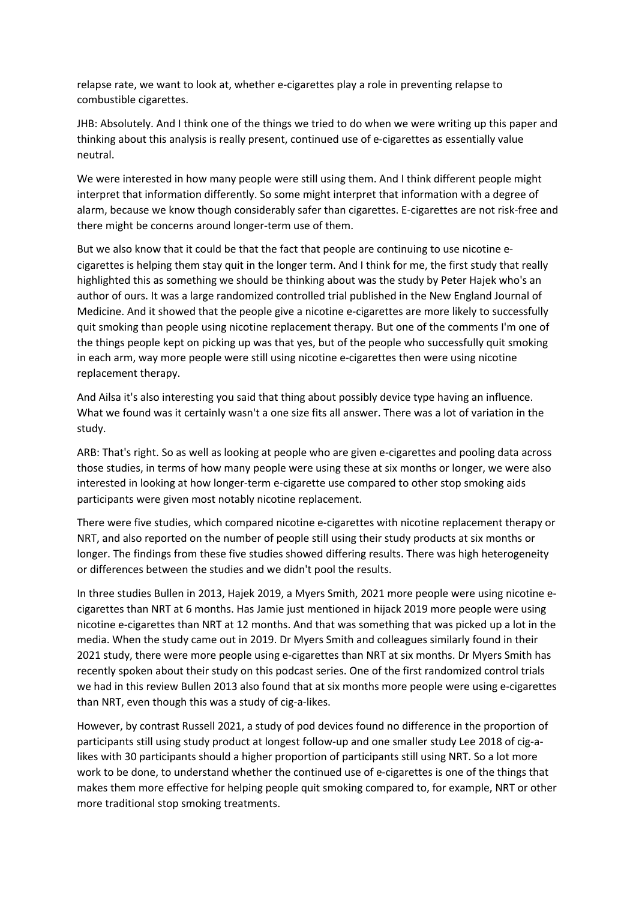relapse rate, we want to look at, whether e-cigarettes play a role in preventing relapse to combustible cigarettes.

JHB: Absolutely. And I think one of the things we tried to do when we were writing up this paper and thinking about this analysis is really present, continued use of e-cigarettes as essentially value neutral.

We were interested in how many people were still using them. And I think different people might interpret that information differently. So some might interpret that information with a degree of alarm, because we know though considerably safer than cigarettes. E-cigarettes are not risk-free and there might be concerns around longer-term use of them.

But we also know that it could be that the fact that people are continuing to use nicotine e-cigarettes is helping them stay quit in the longer term. And I think for me, the first study that really highlighted this as something we should be thinking about was the study by Peter Hajek who's an author of ours. It was a large randomized controlled trial published in the New England Journal of Medicine. And it showed that the people give a nicotine e-cigarettes are more likely to successfully quit smoking than people using nicotine replacement therapy. But one of the comments I'm one of the things people kept on picking up was that yes, but of the people who successfully quit smoking in each arm, way more people were still using nicotine e-cigarettes then were using nicotine replacement therapy.

And Ailsa it's also interesting you said that thing about possibly device type having an influence. What we found was it certainly wasn't a one size fits all answer. There was a lot of variation in the study.

ARB: That's right. So as well as looking at people who are given e-cigarettes and pooling data across those studies, in terms of how many people were using these at six months or longer, we were also interested in looking at how longer-term e-cigarette use compared to other stop smoking aids participants were given most notably nicotine replacement.

There were five studies, which compared nicotine e-cigarettes with nicotine replacement therapy or NRT, and also reported on the number of people still using their study products at six months or longer. The findings from these five studies showed differing results. There was high heterogeneity or differences between the studies and we didn't pool the results.

In three studies Bullen in 2013, Hajek 2019, a Myers Smith, 2021 more people were using nicotine e-cigarettes than NRT at 6 months. Has Jamie just mentioned in hijack 2019 more people were using nicotine e-cigarettes than NRT at 12 months. And that was something that was picked up a lot in the media. When the study came out in 2019. Dr Myers Smith and colleagues similarly found in their 2021 study, there were more people using e-cigarettes than NRT at six months. Dr Myers Smith has recently spoken about their study on this podcast series. One of the first randomized control trials we had in this review Bullen 2013 also found that at six months more people were using e-cigarettes than NRT, even though this was a study of cig-a-likes.

However, by contrast Russell 2021, a study of pod devices found no difference in the proportion of participants still using study product at longest follow-up and one smaller study Lee 2018 of cig-a-likes with 30 participants should a higher proportion of participants still using NRT. So a lot more work to be done, to understand whether the continued use of e-cigarettes is one of the things that makes them more effective for helping people quit smoking compared to, for example, NRT or other more traditional stop smoking treatments.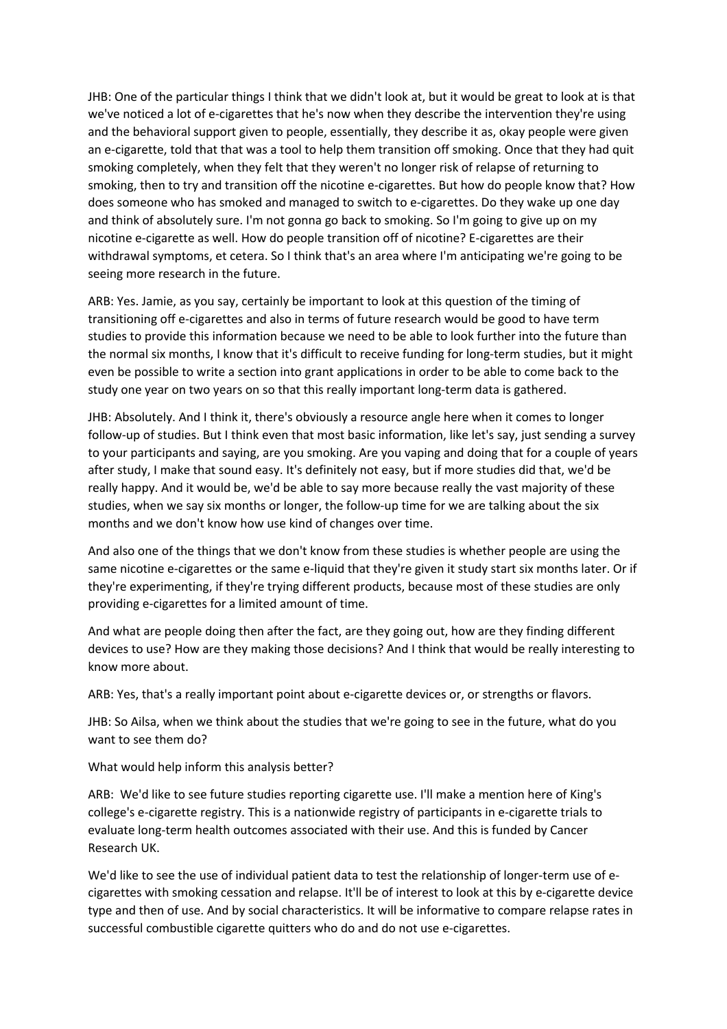JHB: One of the particular things I think that we didn't look at, but it would be great to look at is that we've noticed a lot of e-cigarettes that he's now when they describe the intervention they're using and the behavioral support given to people, essentially, they describe it as, okay people were given an e-cigarette, told that that was a tool to help them transition off smoking. Once that they had quit smoking completely, when they felt that they weren't no longer risk of relapse of returning to smoking, then to try and transition off the nicotine e-cigarettes. But how do people know that? How does someone who has smoked and managed to switch to e-cigarettes. Do they wake up one day and think of absolutely sure. I'm not gonna go back to smoking. So I'm going to give up on my nicotine e-cigarette as well. How do people transition off of nicotine? E-cigarettes are their withdrawal symptoms, et cetera. So I think that's an area where I'm anticipating we're going to be seeing more research in the future.

ARB: Yes. Jamie, as you say, certainly be important to look at this question of the timing of transitioning off e-cigarettes and also in terms of future research would be good to have term studies to provide this information because we need to be able to look further into the future than the normal six months, I know that it's difficult to receive funding for long-term studies, but it might even be possible to write a section into grant applications in order to be able to come back to the study one year on two years on so that this really important long-term data is gathered.

JHB: Absolutely. And I think it, there's obviously a resource angle here when it comes to longer follow-up of studies. But I think even that most basic information, like let's say, just sending a survey to your participants and saying, are you smoking. Are you vaping and doing that for a couple of years after study, I make that sound easy. It's definitely not easy, but if more studies did that, we'd be really happy. And it would be, we'd be able to say more because really the vast majority of these studies, when we say six months or longer, the follow-up time for we are talking about the six months and we don't know how use kind of changes over time.

And also one of the things that we don't know from these studies is whether people are using the same nicotine e-cigarettes or the same e-liquid that they're given it study start six months later. Or if they're experimenting, if they're trying different products, because most of these studies are only providing e-cigarettes for a limited amount of time.

And what are people doing then after the fact, are they going out, how are they finding different devices to use? How are they making those decisions? And I think that would be really interesting to know more about.

ARB: Yes, that's a really important point about e-cigarette devices or, or strengths or flavors.

JHB: So Ailsa, when we think about the studies that we're going to see in the future, what do you want to see them do?

What would help inform this analysis better?

ARB: We'd like to see future studies reporting cigarette use. I'll make a mention here of King's college's e-cigarette registry. This is a nationwide registry of participants in e-cigarette trials to evaluate long-term health outcomes associated with their use. And this is funded by Cancer Research UK.

We'd like to see the use of individual patient data to test the relationship of longer-term use of e-cigarettes with smoking cessation and relapse. It'll be of interest to look at this by e-cigarette device type and then of use. And by social characteristics. It will be informative to compare relapse rates in successful combustible cigarette quitters who do and do not use e-cigarettes.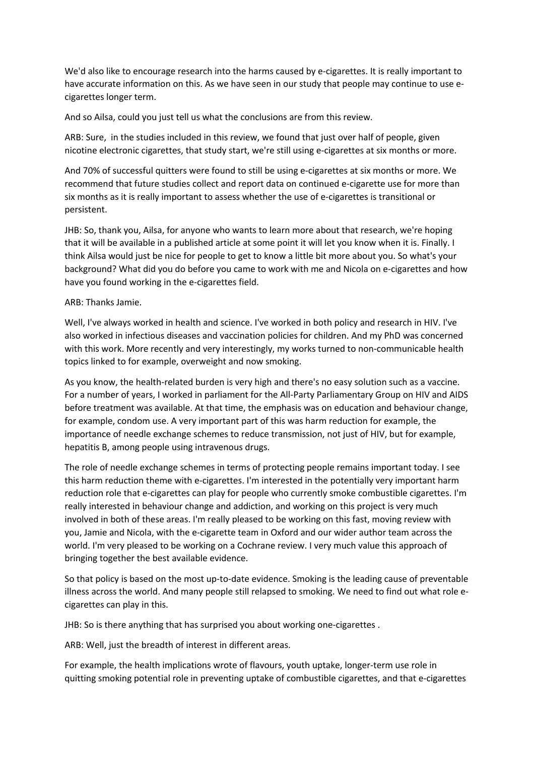We'd also like to encourage research into the harms caused by e-cigarettes. It is really important to have accurate information on this. As we have seen in our study that people may continue to use e-cigarettes longer term.

And so Ailsa, could you just tell us what the conclusions are from this review.

ARB: Sure, in the studies included in this review, we found that just over half of people, given nicotine electronic cigarettes, that study start, we're still using e-cigarettes at six months or more.

And 70% of successful quitters were found to still be using e-cigarettes at six months or more. We recommend that future studies collect and report data on continued e-cigarette use for more than six months as it is really important to assess whether the use of e-cigarettes is transitional or persistent.

JHB: So, thank you, Ailsa, for anyone who wants to learn more about that research, we're hoping that it will be available in a published article at some point it will let you know when it is. Finally. I think Ailsa would just be nice for people to get to know a little bit more about you. So what's your background? What did you do before you came to work with me and Nicola on e-cigarettes and how have you found working in the e-cigarettes field.

ARB: Thanks Jamie.

Well, I've always worked in health and science. I've worked in both policy and research in HIV. I've also worked in infectious diseases and vaccination policies for children. And my PhD was concerned with this work. More recently and very interestingly, my works turned to non-communicable health topics linked to for example, overweight and now smoking.

As you know, the health-related burden is very high and there's no easy solution such as a vaccine. For a number of years, I worked in parliament for the All-Party Parliamentary Group on HIV and AIDS before treatment was available. At that time, the emphasis was on education and behaviour change, for example, condom use. A very important part of this was harm reduction for example, the importance of needle exchange schemes to reduce transmission, not just of HIV, but for example, hepatitis B, among people using intravenous drugs.

The role of needle exchange schemes in terms of protecting people remains important today. I see this harm reduction theme with e-cigarettes. I'm interested in the potentially very important harm reduction role that e-cigarettes can play for people who currently smoke combustible cigarettes. I'm really interested in behaviour change and addiction, and working on this project is very much involved in both of these areas. I'm really pleased to be working on this fast, moving review with you, Jamie and Nicola, with the e-cigarette team in Oxford and our wider author team across the world. I'm very pleased to be working on a Cochrane review. I very much value this approach of bringing together the best available evidence.

So that policy is based on the most up-to-date evidence. Smoking is the leading cause of preventable illness across the world. And many people still relapsed to smoking. We need to find out what role e-cigarettes can play in this.

JHB: So is there anything that has surprised you about working one-cigarettes .

ARB: Well, just the breadth of interest in different areas.

For example, the health implications wrote of flavours, youth uptake, longer-term use role in quitting smoking potential role in preventing uptake of combustible cigarettes, and that e-cigarettes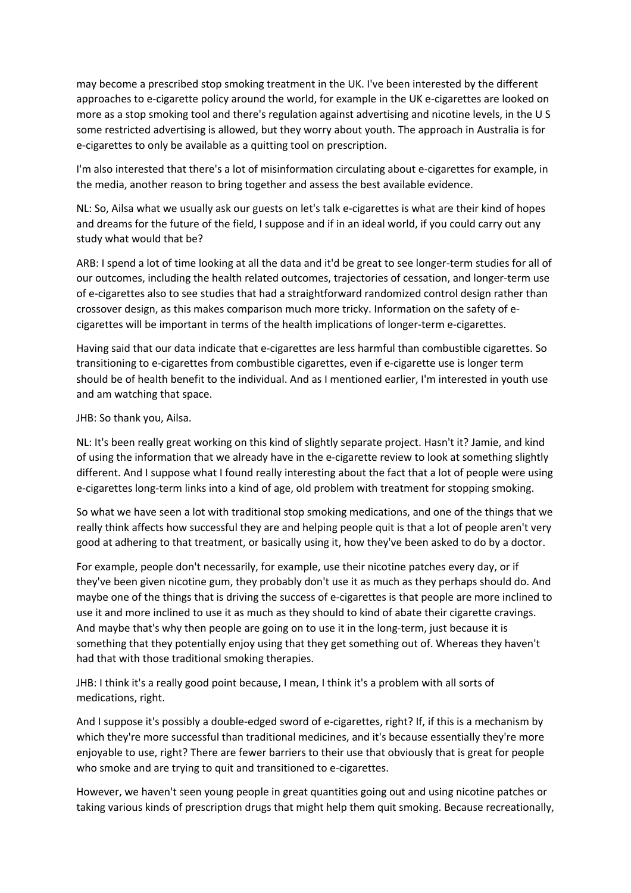may become a prescribed stop smoking treatment in the UK. I've been interested by the different approaches to e-cigarette policy around the world, for example in the UK e-cigarettes are looked on more as a stop smoking tool and there's regulation against advertising and nicotine levels, in the U S some restricted advertising is allowed, but they worry about youth. The approach in Australia is for e-cigarettes to only be available as a quitting tool on prescription.

I'm also interested that there's a lot of misinformation circulating about e-cigarettes for example, in the media, another reason to bring together and assess the best available evidence.

NL: So, Ailsa what we usually ask our guests on let's talk e-cigarettes is what are their kind of hopes and dreams for the future of the field, I suppose and if in an ideal world, if you could carry out any study what would that be?

ARB: I spend a lot of time looking at all the data and it'd be great to see longer-term studies for all of our outcomes, including the health related outcomes, trajectories of cessation, and longer-term use of e-cigarettes also to see studies that had a straightforward randomized control design rather than crossover design, as this makes comparison much more tricky. Information on the safety of e-cigarettes will be important in terms of the health implications of longer-term e-cigarettes.

Having said that our data indicate that e-cigarettes are less harmful than combustible cigarettes. So transitioning to e-cigarettes from combustible cigarettes, even if e-cigarette use is longer term should be of health benefit to the individual. And as I mentioned earlier, I'm interested in youth use and am watching that space.

JHB: So thank you, Ailsa.

NL: It's been really great working on this kind of slightly separate project. Hasn't it? Jamie, and kind of using the information that we already have in the e-cigarette review to look at something slightly different. And I suppose what I found really interesting about the fact that a lot of people were using e-cigarettes long-term links into a kind of age, old problem with treatment for stopping smoking.

So what we have seen a lot with traditional stop smoking medications, and one of the things that we really think affects how successful they are and helping people quit is that a lot of people aren't very good at adhering to that treatment, or basically using it, how they've been asked to do by a doctor.

For example, people don't necessarily, for example, use their nicotine patches every day, or if they've been given nicotine gum, they probably don't use it as much as they perhaps should do. And maybe one of the things that is driving the success of e-cigarettes is that people are more inclined to use it and more inclined to use it as much as they should to kind of abate their cigarette cravings. And maybe that's why then people are going on to use it in the long-term, just because it is something that they potentially enjoy using that they get something out of. Whereas they haven't had that with those traditional smoking therapies.

JHB: I think it's a really good point because, I mean, I think it's a problem with all sorts of medications, right.

And I suppose it's possibly a double-edged sword of e-cigarettes, right? If, if this is a mechanism by which they're more successful than traditional medicines, and it's because essentially they're more enjoyable to use, right? There are fewer barriers to their use that obviously that is great for people who smoke and are trying to quit and transitioned to e-cigarettes.

However, we haven't seen young people in great quantities going out and using nicotine patches or taking various kinds of prescription drugs that might help them quit smoking. Because recreationally,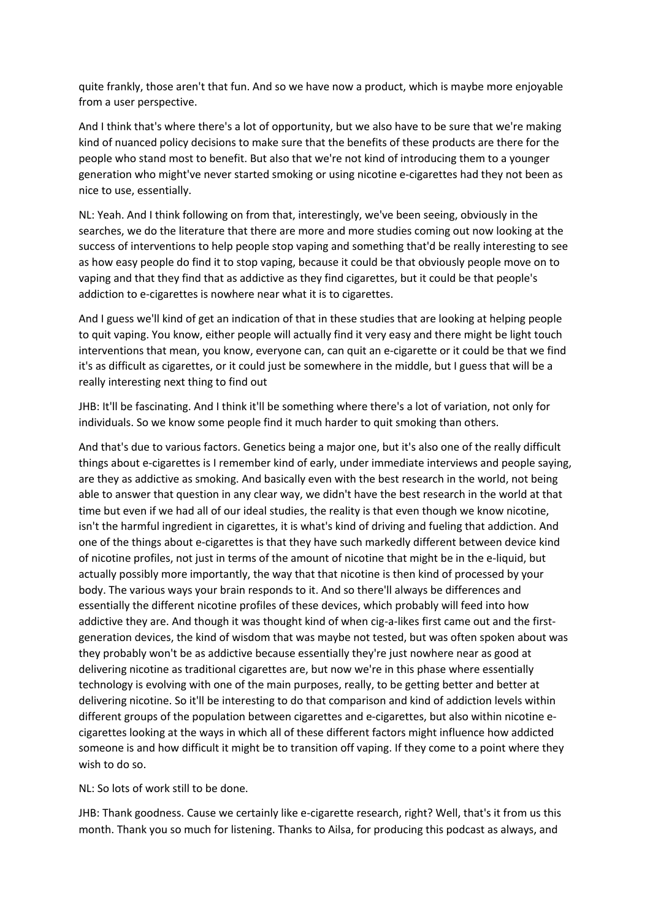quite frankly, those aren't that fun. And so we have now a product, which is maybe more enjoyable from a user perspective.

And I think that's where there's a lot of opportunity, but we also have to be sure that we're making kind of nuanced policy decisions to make sure that the benefits of these products are there for the people who stand most to benefit. But also that we're not kind of introducing them to a younger generation who might've never started smoking or using nicotine e-cigarettes had they not been as nice to use, essentially.

NL: Yeah. And I think following on from that, interestingly, we've been seeing, obviously in the searches, we do the literature that there are more and more studies coming out now looking at the success of interventions to help people stop vaping and something that'd be really interesting to see as how easy people do find it to stop vaping, because it could be that obviously people move on to vaping and that they find that as addictive as they find cigarettes, but it could be that people's addiction to e-cigarettes is nowhere near what it is to cigarettes.

And I guess we'll kind of get an indication of that in these studies that are looking at helping people to quit vaping. You know, either people will actually find it very easy and there might be light touch interventions that mean, you know, everyone can, can quit an e-cigarette or it could be that we find it's as difficult as cigarettes, or it could just be somewhere in the middle, but I guess that will be a really interesting next thing to find out

JHB: It'll be fascinating. And I think it'll be something where there's a lot of variation, not only for individuals. So we know some people find it much harder to quit smoking than others.

And that's due to various factors. Genetics being a major one, but it's also one of the really difficult things about e-cigarettes is I remember kind of early, under immediate interviews and people saying, are they as addictive as smoking. And basically even with the best research in the world, not being able to answer that question in any clear way, we didn't have the best research in the world at that time but even if we had all of our ideal studies, the reality is that even though we know nicotine, isn't the harmful ingredient in cigarettes, it is what's kind of driving and fueling that addiction. And one of the things about e-cigarettes is that they have such markedly different between device kind of nicotine profiles, not just in terms of the amount of nicotine that might be in the e-liquid, but actually possibly more importantly, the way that that nicotine is then kind of processed by your body. The various ways your brain responds to it. And so there'll always be differences and essentially the different nicotine profiles of these devices, which probably will feed into how addictive they are. And though it was thought kind of when cig-a-likes first came out and the first-generation devices, the kind of wisdom that was maybe not tested, but was often spoken about was they probably won't be as addictive because essentially they're just nowhere near as good at delivering nicotine as traditional cigarettes are, but now we're in this phase where essentially technology is evolving with one of the main purposes, really, to be getting better and better at delivering nicotine. So it'll be interesting to do that comparison and kind of addiction levels within different groups of the population between cigarettes and e-cigarettes, but also within nicotine e-cigarettes looking at the ways in which all of these different factors might influence how addicted someone is and how difficult it might be to transition off vaping. If they come to a point where they wish to do so.

NL: So lots of work still to be done.

JHB: Thank goodness. Cause we certainly like e-cigarette research, right? Well, that's it from us this month. Thank you so much for listening. Thanks to Ailsa, for producing this podcast as always, and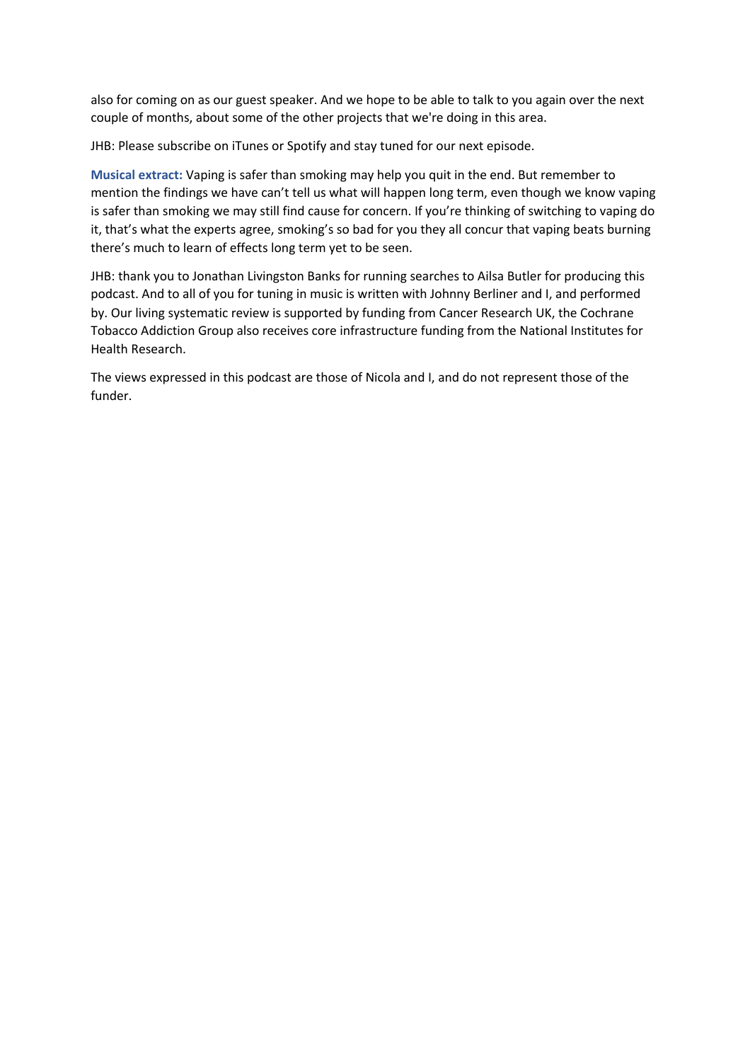also for coming on as our guest speaker. And we hope to be able to talk to you again over the next couple of months, about some of the other projects that we're doing in this area.

JHB: Please subscribe on iTunes or Spotify and stay tuned for our next episode.

**Musical extract:** Vaping is safer than smoking may help you quit in the end. But remember to mention the findings we have can't tell us what will happen long term, even though we know vaping is safer than smoking we may still find cause for concern. If you're thinking of switching to vaping do it, that's what the experts agree, smoking's so bad for you they all concur that vaping beats burning there's much to learn of effects long term yet to be seen.

JHB: thank you to Jonathan Livingston Banks for running searches to Ailsa Butler for producing this podcast. And to all of you for tuning in music is written with Johnny Berliner and I, and performed by. Our living systematic review is supported by funding from Cancer Research UK, the Cochrane Tobacco Addiction Group also receives core infrastructure funding from the National Institutes for Health Research.

The views expressed in this podcast are those of Nicola and I, and do not represent those of the funder.